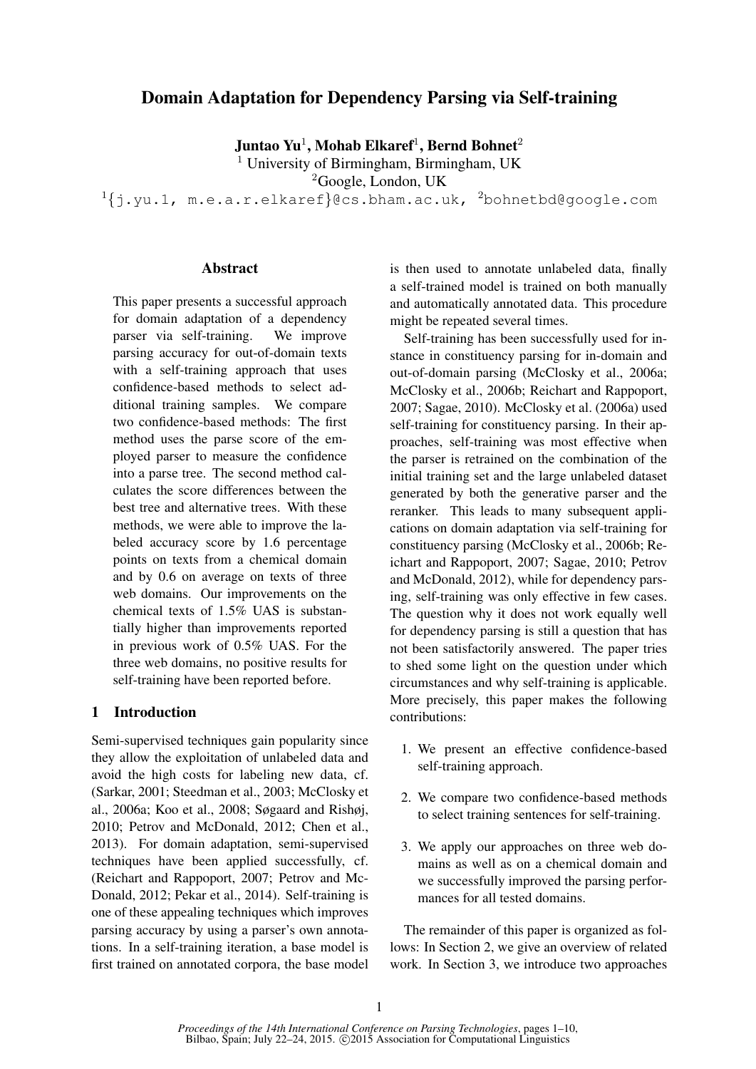# Domain Adaptation for Dependency Parsing via Self-training

**Juntao Yu**[1], **Mohab Elkaref**[1], **Bernd Bohnet**[2]

[1] University of Birmingham, Birmingham, UK

[2]Google, London, UK

[1]{j.yu.1, m.e.a.r.elkaref}@cs.bham.ac.uk, [2]bohnetbd@google.com

## Abstract

This paper presents a successful approach for domain adaptation of a dependency parser via self-training. We improve parsing accuracy for out-of-domain texts with a self-training approach that uses confidence-based methods to select additional training samples. We compare two confidence-based methods: The first method uses the parse score of the employed parser to measure the confidence into a parse tree. The second method calculates the score differences between the best tree and alternative trees. With these methods, we were able to improve the labeled accuracy score by 1.6 percentage points on texts from a chemical domain and by 0.6 on average on texts of three web domains. Our improvements on the chemical texts of 1.5% UAS is substantially higher than improvements reported in previous work of 0.5% UAS. For the three web domains, no positive results for self-training have been reported before.

## 1 Introduction

Semi-supervised techniques gain popularity since they allow the exploitation of unlabeled data and avoid the high costs for labeling new data, cf. (Sarkar, 2001; Steedman et al., 2003; McClosky et al., 2006a; Koo et al., 2008; Søgaard and Rishøj, 2010; Petrov and McDonald, 2012; Chen et al., 2013). For domain adaptation, semi-supervised techniques have been applied successfully, cf. (Reichart and Rappoport, 2007; Petrov and McDonald, 2012; Pekar et al., 2014). Self-training is one of these appealing techniques which improves parsing accuracy by using a parser's own annotations. In a self-training iteration, a base model is first trained on annotated corpora, the base model is then used to annotate unlabeled data, finally a self-trained model is trained on both manually and automatically annotated data. This procedure might be repeated several times.

Self-training has been successfully used for instance in constituency parsing for in-domain and out-of-domain parsing (McClosky et al., 2006a; McClosky et al., 2006b; Reichart and Rappoport, 2007; Sagae, 2010). McClosky et al. (2006a) used self-training for constituency parsing. In their approaches, self-training was most effective when the parser is retrained on the combination of the initial training set and the large unlabeled dataset generated by both the generative parser and the reranker. This leads to many subsequent applications on domain adaptation via self-training for constituency parsing (McClosky et al., 2006b; Reichart and Rappoport, 2007; Sagae, 2010; Petrov and McDonald, 2012), while for dependency parsing, self-training was only effective in few cases. The question why it does not work equally well for dependency parsing is still a question that has not been satisfactorily answered. The paper tries to shed some light on the question under which circumstances and why self-training is applicable. More precisely, this paper makes the following contributions:

1. We present an effective confidence-based self-training approach.
2. We compare two confidence-based methods to select training sentences for self-training.
3. We apply our approaches on three web domains as well as on a chemical domain and we successfully improved the parsing performances for all tested domains.

The remainder of this paper is organized as follows: In Section 2, we give an overview of related work. In Section 3, we introduce two approaches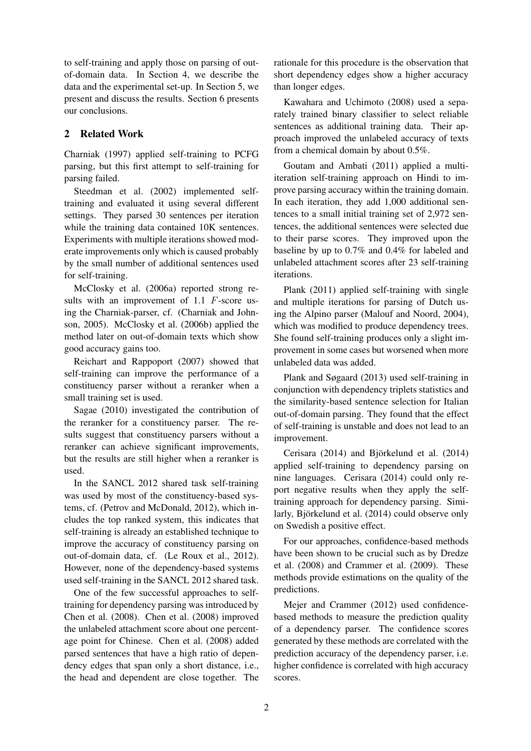to self-training and apply those on parsing of out-of-domain data. In Section 4, we describe the data and the experimental set-up. In Section 5, we present and discuss the results. Section 6 presents our conclusions.

## 2 Related Work

Charniak (1997) applied self-training to PCFG parsing, but this first attempt to self-training for parsing failed.

Steedman et al. (2002) implemented self-training and evaluated it using several different settings. They parsed 30 sentences per iteration while the training data contained 10K sentences. Experiments with multiple iterations showed moderate improvements only which is caused probably by the small number of additional sentences used for self-training.

McClosky et al. (2006a) reported strong results with an improvement of 1.1 $F$-score using the Charniak-parser, cf. (Charniak and Johnson, 2005). McClosky et al. (2006b) applied the method later on out-of-domain texts which show good accuracy gains too.

Reichart and Rappoport (2007) showed that self-training can improve the performance of a constituency parser without a reranker when a small training set is used.

Sagae (2010) investigated the contribution of the reranker for a constituency parser. The results suggest that constituency parsers without a reranker can achieve significant improvements, but the results are still higher when a reranker is used.

In the SANCL 2012 shared task self-training was used by most of the constituency-based systems, cf. (Petrov and McDonald, 2012), which includes the top ranked system, this indicates that self-training is already an established technique to improve the accuracy of constituency parsing on out-of-domain data, cf. (Le Roux et al., 2012). However, none of the dependency-based systems used self-training in the SANCL 2012 shared task.

One of the few successful approaches to self-training for dependency parsing was introduced by Chen et al. (2008). Chen et al. (2008) improved the unlabeled attachment score about one percentage point for Chinese. Chen et al. (2008) added parsed sentences that have a high ratio of dependency edges that span only a short distance, i.e., the head and dependent are close together. The rationale for this procedure is the observation that short dependency edges show a higher accuracy than longer edges.

Kawahara and Uchimoto (2008) used a separately trained binary classifier to select reliable sentences as additional training data. Their approach improved the unlabeled accuracy of texts from a chemical domain by about 0.5%.

Goutam and Ambati (2011) applied a multi-iteration self-training approach on Hindi to improve parsing accuracy within the training domain. In each iteration, they add 1,000 additional sentences to a small initial training set of 2,972 sentences, the additional sentences were selected due to their parse scores. They improved upon the baseline by up to 0.7% and 0.4% for labeled and unlabeled attachment scores after 23 self-training iterations.

Plank (2011) applied self-training with single and multiple iterations for parsing of Dutch using the Alpino parser (Malouf and Noord, 2004), which was modified to produce dependency trees. She found self-training produces only a slight improvement in some cases but worsened when more unlabeled data was added.

Plank and Søgaard (2013) used self-training in conjunction with dependency triplets statistics and the similarity-based sentence selection for Italian out-of-domain parsing. They found that the effect of self-training is unstable and does not lead to an improvement.

Cerisara (2014) and Björkelund et al. (2014) applied self-training to dependency parsing on nine languages. Cerisara (2014) could only report negative results when they apply the self-training approach for dependency parsing. Similarly, Björkelund et al. (2014) could observe only on Swedish a positive effect.

For our approaches, confidence-based methods have been shown to be crucial such as by Dredze et al. (2008) and Crammer et al. (2009). These methods provide estimations on the quality of the predictions.

Mejer and Crammer (2012) used confidence-based methods to measure the prediction quality of a dependency parser. The confidence scores generated by these methods are correlated with the prediction accuracy of the dependency parser, i.e. higher confidence is correlated with high accuracy scores.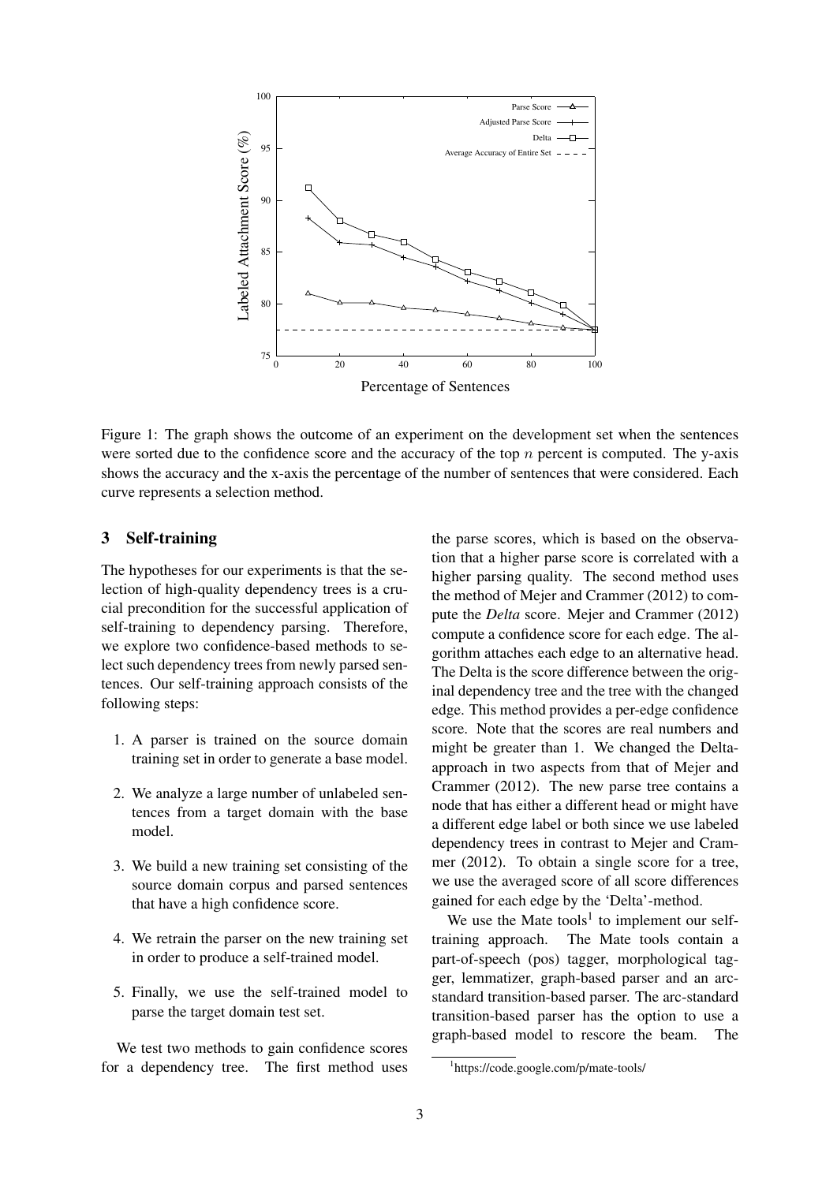Figure 1: The graph shows the outcome of an experiment on the development set when the sentences were sorted due to the confidence score and the accuracy of the top $n$ percent is computed. The y-axis shows the accuracy and the x-axis the percentage of the number of sentences that were considered. Each curve represents a selection method.

## 3 Self-training

The hypotheses for our experiments is that the selection of high-quality dependency trees is a crucial precondition for the successful application of self-training to dependency parsing. Therefore, we explore two confidence-based methods to select such dependency trees from newly parsed sentences. Our self-training approach consists of the following steps:

1. A parser is trained on the source domain training set in order to generate a base model.
2. We analyze a large number of unlabeled sentences from a target domain with the base model.
3. We build a new training set consisting of the source domain corpus and parsed sentences that have a high confidence score.
4. We retrain the parser on the new training set in order to produce a self-trained model.
5. Finally, we use the self-trained model to parse the target domain test set.

We test two methods to gain confidence scores for a dependency tree. The first method uses the parse scores, which is based on the observation that a higher parse score is correlated with a higher parsing quality. The second method uses the method of Mejer and Crammer (2012) to compute the *Delta* score. Mejer and Crammer (2012) compute a confidence score for each edge. The algorithm attaches each edge to an alternative head. The Delta is the score difference between the original dependency tree and the tree with the changed edge. This method provides a per-edge confidence score. Note that the scores are real numbers and might be greater than 1. We changed the Delta-approach in two aspects from that of Mejer and Crammer (2012). The new parse tree contains a node that has either a different head or might have a different edge label or both since we use labeled dependency trees in contrast to Mejer and Crammer (2012). To obtain a single score for a tree, we use the averaged score of all score differences gained for each edge by the 'Delta'-method.

We use the Mate tools[1] to implement our self-training approach. The Mate tools contain a part-of-speech (pos) tagger, morphological tagger, lemmatizer, graph-based parser and an arc-standard transition-based parser. The arc-standard transition-based parser has the option to use a graph-based model to rescore the beam. The

[1] https://code.google.com/p/mate-tools/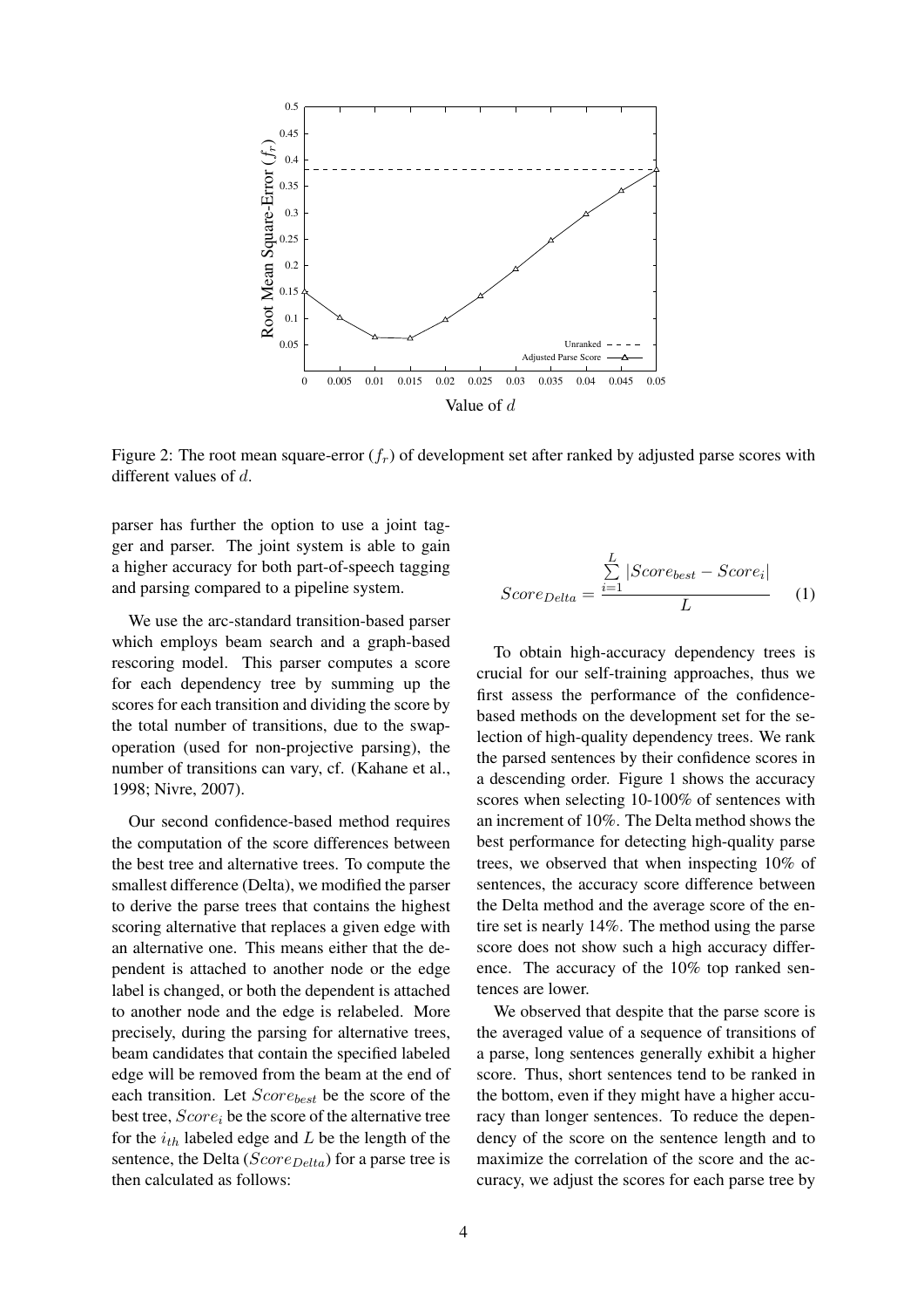Figure 2: The root mean square-error ($f_r$) of development set after ranked by adjusted parse scores with different values of $d$.

parser has further the option to use a joint tagger and parser. The joint system is able to gain a higher accuracy for both part-of-speech tagging and parsing compared to a pipeline system.

We use the arc-standard transition-based parser which employs beam search and a graph-based rescoring model. This parser computes a score for each dependency tree by summing up the scores for each transition and dividing the score by the total number of transitions, due to the swap-operation (used for non-projective parsing), the number of transitions can vary, cf. (Kahane et al., 1998; Nivre, 2007).

Our second confidence-based method requires the computation of the score differences between the best tree and alternative trees. To compute the smallest difference (Delta), we modified the parser to derive the parse trees that contains the highest scoring alternative that replaces a given edge with an alternative one. This means either that the dependent is attached to another node or the edge label is changed, or both the dependent is attached to another node and the edge is relabeled. More precisely, during the parsing for alternative trees, beam candidates that contain the specified labeled edge will be removed from the beam at the end of each transition. Let $Score_{best}$ be the score of the best tree, $Score_i$ be the score of the alternative tree for the $i_{th}$ labeled edge and $L$ be the length of the sentence, the Delta ($Score_{Delta}$) for a parse tree is then calculated as follows:

$$Score_{Delta} = \frac{\sum_{i=1}^{L} |Score_{best} - Score_i|}{L} \quad (1)$$

To obtain high-accuracy dependency trees is crucial for our self-training approaches, thus we first assess the performance of the confidence-based methods on the development set for the selection of high-quality dependency trees. We rank the parsed sentences by their confidence scores in a descending order. Figure 1 shows the accuracy scores when selecting 10-100% of sentences with an increment of 10%. The Delta method shows the best performance for detecting high-quality parse trees, we observed that when inspecting 10% of sentences, the accuracy score difference between the Delta method and the average score of the entire set is nearly 14%. The method using the parse score does not show such a high accuracy difference. The accuracy of the 10% top ranked sentences are lower.

We observed that despite that the parse score is the averaged value of a sequence of transitions of a parse, long sentences generally exhibit a higher score. Thus, short sentences tend to be ranked in the bottom, even if they might have a higher accuracy than longer sentences. To reduce the dependency of the score on the sentence length and to maximize the correlation of the score and the accuracy, we adjust the scores for each parse tree by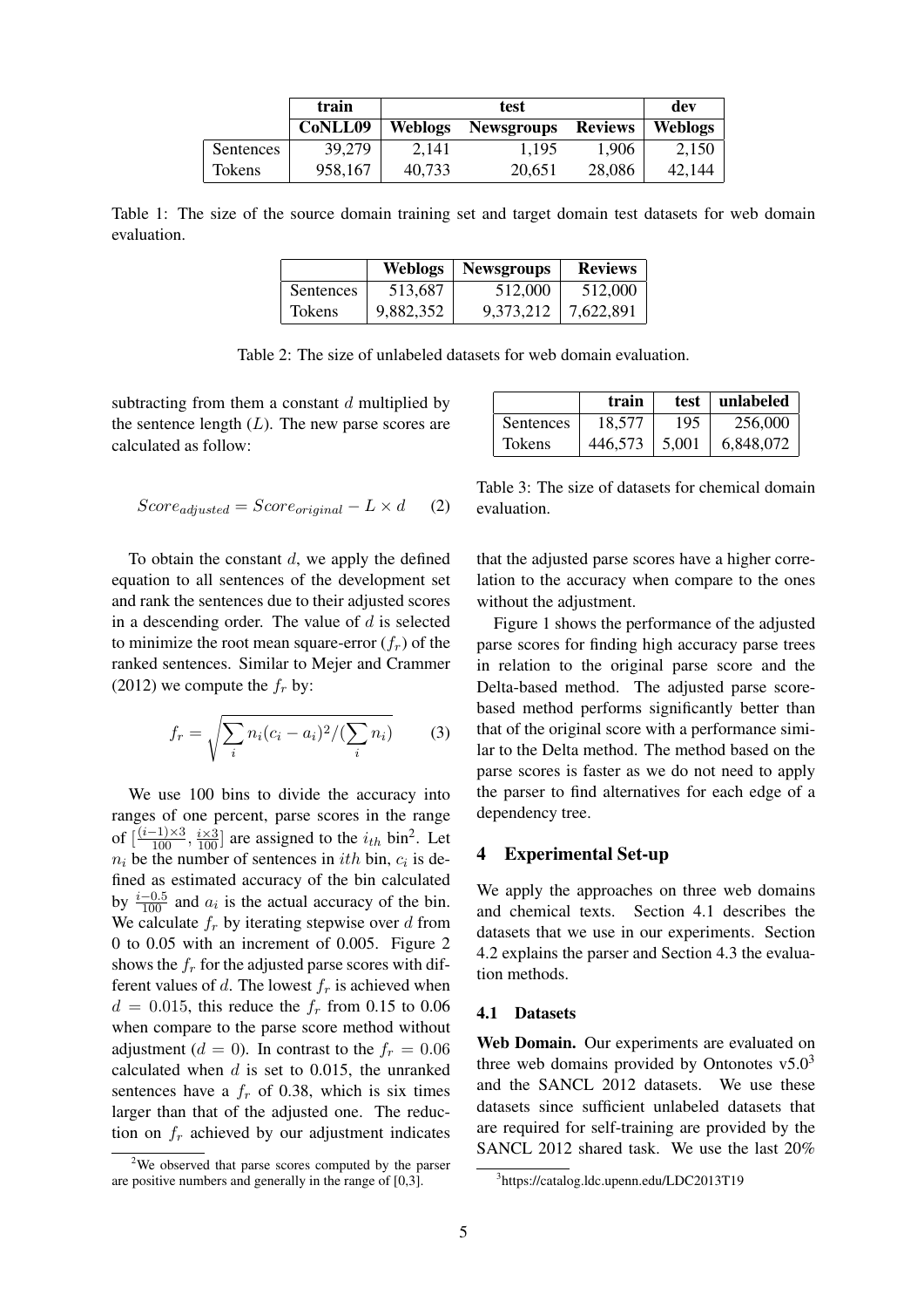|  | train | test |  |  | dev |
|---|---|---|---|---|---|
|  | **CoNLL09** | **Weblogs** | **Newsgroups** | **Reviews** | **Weblogs** |
| Sentences | 39,279 | 2,141 | 1,195 | 1,906 | 2,150 |
| Tokens | 958,167 | 40,733 | 20,651 | 28,086 | 42,144 |

Table 1: The size of the source domain training set and target domain test datasets for web domain evaluation.

|  | Weblogs | Newsgroups | Reviews |
|---|---|---|---|
| Sentences | 513,687 | 512,000 | 512,000 |
| Tokens | 9,882,352 | 9,373,212 | 7,622,891 |

Table 2: The size of unlabeled datasets for web domain evaluation.

subtracting from them a constant $d$ multiplied by the sentence length ($L$). The new parse scores are calculated as follow:

$$Score_{adjusted} = Score_{original} - L \times d \quad (2)$$

To obtain the constant $d$, we apply the defined equation to all sentences of the development set and rank the sentences due to their adjusted scores in a descending order. The value of $d$ is selected to minimize the root mean square-error ($f_r$) of the ranked sentences. Similar to Mejer and Crammer (2012) we compute the $f_r$ by:

$$f_r = \sqrt{\sum_i n_i (c_i - a_i)^2 / (\sum_i n_i)} \quad (3)$$

We use 100 bins to divide the accuracy into ranges of one percent, parse scores in the range of $[\frac{(i-1)\times 3}{100}, \frac{i \times 3}{100}]$ are assigned to the $i_{th}$ bin[2]. Let $n_i$ be the number of sentences in $ith$ bin, $c_i$ is defined as estimated accuracy of the bin calculated by $\frac{i-0.5}{100}$ and $a_i$ is the actual accuracy of the bin. We calculate $f_r$ by iterating stepwise over $d$ from 0 to 0.05 with an increment of 0.005. Figure 2 shows the $f_r$ for the adjusted parse scores with different values of $d$. The lowest $f_r$ is achieved when $d = 0.015$, this reduce the $f_r$ from 0.15 to 0.06 when compare to the parse score method without adjustment ($d = 0$). In contrast to the $f_r = 0.06$ calculated when $d$ is set to 0.015, the unranked sentences have a $f_r$ of 0.38, which is six times larger than that of the adjusted one. The reduction on $f_r$ achieved by our adjustment indicates

|  | train | test | unlabeled |
|---|---|---|---|
| Sentences | 18,577 | 195 | 256,000 |
| Tokens | 446,573 | 5,001 | 6,848,072 |

Table 3: The size of datasets for chemical domain evaluation.

that the adjusted parse scores have a higher correlation to the accuracy when compare to the ones without the adjustment.

Figure 1 shows the performance of the adjusted parse scores for finding high accuracy parse trees in relation to the original parse score and the Delta-based method. The adjusted parse score-based method performs significantly better than that of the original score with a performance similar to the Delta method. The method based on the parse scores is faster as we do not need to apply the parser to find alternatives for each edge of a dependency tree.

## 4 Experimental Set-up

We apply the approaches on three web domains and chemical texts. Section 4.1 describes the datasets that we use in our experiments. Section 4.2 explains the parser and Section 4.3 the evaluation methods.

### 4.1 Datasets

**Web Domain.** Our experiments are evaluated on three web domains provided by Ontonotes v5.0[3] and the SANCL 2012 datasets. We use these datasets since sufficient unlabeled datasets that are required for self-training are provided by the SANCL 2012 shared task. We use the last 20%

[2]We observed that parse scores computed by the parser are positive numbers and generally in the range of [0,3].

[3]https://catalog.ldc.upenn.edu/LDC2013T19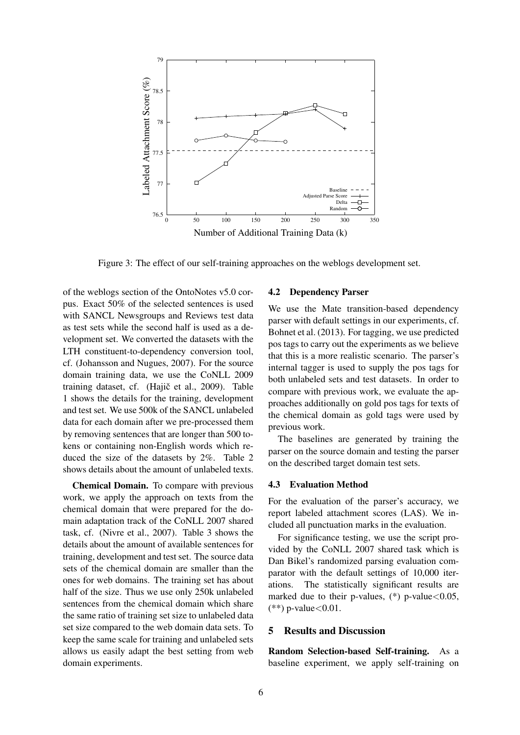Figure 3: The effect of our self-training approaches on the weblogs development set.

of the weblogs section of the OntoNotes v5.0 corpus. Exact 50% of the selected sentences is used with SANCL Newsgroups and Reviews test data as test sets while the second half is used as a development set. We converted the datasets with the LTH constituent-to-dependency conversion tool, cf. (Johansson and Nugues, 2007). For the source domain training data, we use the CoNLL 2009 training dataset, cf. (Hajič et al., 2009). Table 1 shows the details for the training, development and test set. We use 500k of the SANCL unlabeled data for each domain after we pre-processed them by removing sentences that are longer than 500 tokens or containing non-English words which reduced the size of the datasets by 2%. Table 2 shows details about the amount of unlabeled texts.

**Chemical Domain.** To compare with previous work, we apply the approach on texts from the chemical domain that were prepared for the domain adaptation track of the CoNLL 2007 shared task, cf. (Nivre et al., 2007). Table 3 shows the details about the amount of available sentences for training, development and test set. The source data sets of the chemical domain are smaller than the ones for web domains. The training set has about half of the size. Thus we use only 250k unlabeled sentences from the chemical domain which share the same ratio of training set size to unlabeled data set size compared to the web domain data sets. To keep the same scale for training and unlabeled sets allows us easily adapt the best setting from web domain experiments.

### 4.2 Dependency Parser

We use the Mate transition-based dependency parser with default settings in our experiments, cf. Bohnet et al. (2013). For tagging, we use predicted pos tags to carry out the experiments as we believe that this is a more realistic scenario. The parser's internal tagger is used to supply the pos tags for both unlabeled sets and test datasets. In order to compare with previous work, we evaluate the approaches additionally on gold pos tags for texts of the chemical domain as gold tags were used by previous work.

The baselines are generated by training the parser on the source domain and testing the parser on the described target domain test sets.

### 4.3 Evaluation Method

For the evaluation of the parser's accuracy, we report labeled attachment scores (LAS). We included all punctuation marks in the evaluation.

For significance testing, we use the script provided by the CoNLL 2007 shared task which is Dan Bikel's randomized parsing evaluation comparator with the default settings of 10,000 iterations. The statistically significant results are marked due to their p-values, (*) p-value$<0.05$, (**) p-value$<0.01$.

## 5 Results and Discussion

**Random Selection-based Self-training.** As a baseline experiment, we apply self-training on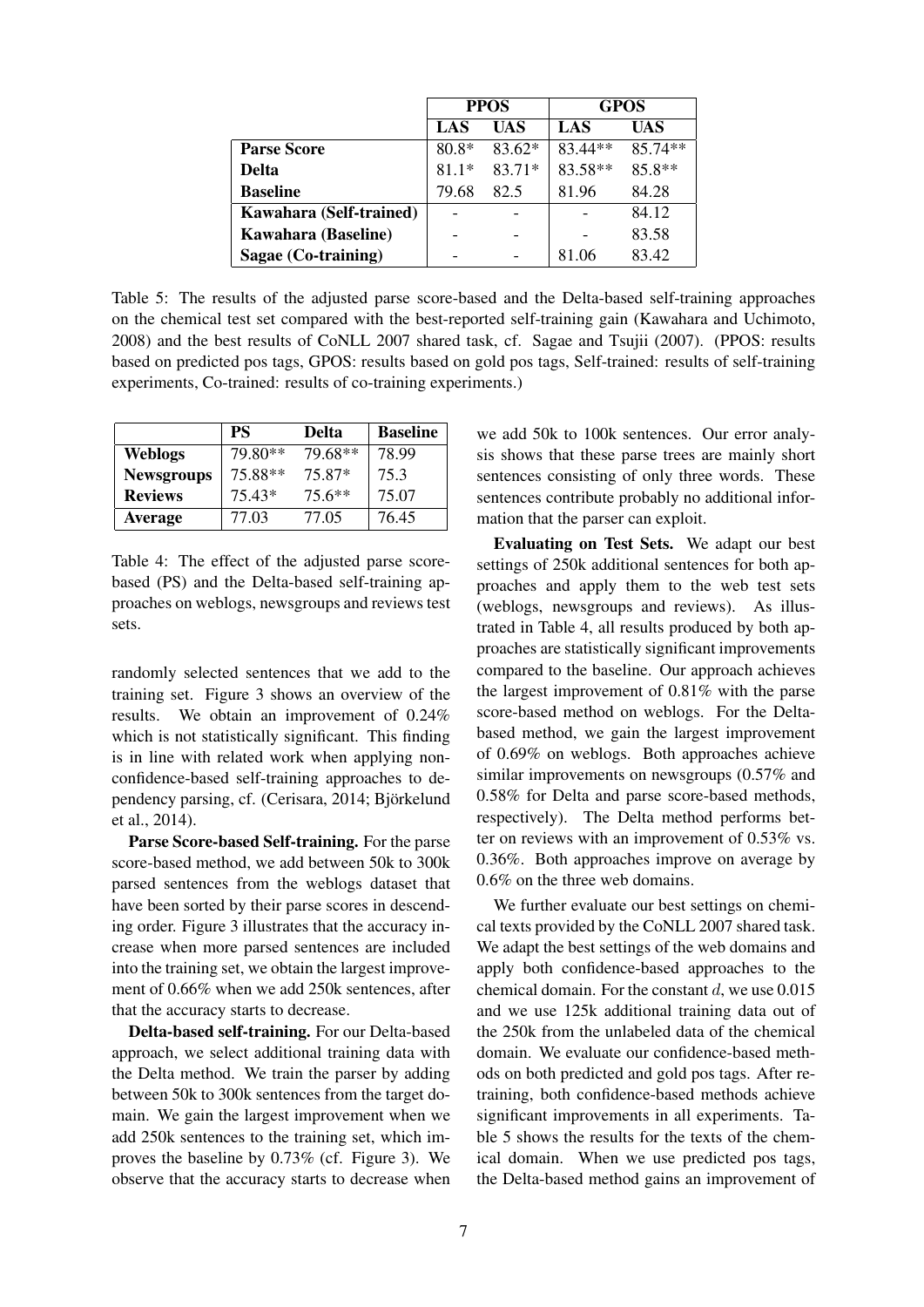| | PPOS | | GPOS | |
|---|---|---|---|---|
| | **LAS** | **UAS** | **LAS** | **UAS** |
| **Parse Score** | 80.8* | 83.62* | 83.44** | 85.74** |
| **Delta** | 81.1* | 83.71* | 83.58** | 85.8** |
| **Baseline** | 79.68 | 82.5 | 81.96 | 84.28 |
| **Kawahara (Self-trained)** | - | - | - | 84.12 |
| **Kawahara (Baseline)** | - | - | - | 83.58 |
| **Sagae (Co-training)** | - | - | 81.06 | 83.42 |

Table 5: The results of the adjusted parse score-based and the Delta-based self-training approaches on the chemical test set compared with the best-reported self-training gain (Kawahara and Uchimoto, 2008) and the best results of CoNLL 2007 shared task, cf. Sagae and Tsujii (2007). (PPOS: results based on predicted pos tags, GPOS: results based on gold pos tags, Self-trained: results of self-training experiments, Co-trained: results of co-training experiments.)

| | PS | Delta | Baseline |
|---|---|---|---|
| **Weblogs** | 79.80** | 79.68** | 78.99 |
| **Newsgroups** | 75.88** | 75.87* | 75.3 |
| **Reviews** | 75.43* | 75.6** | 75.07 |
| **Average** | 77.03 | 77.05 | 76.45 |

Table 4: The effect of the adjusted parse score-based (PS) and the Delta-based self-training approaches on weblogs, newsgroups and reviews test sets.

randomly selected sentences that we add to the training set. Figure 3 shows an overview of the results. We obtain an improvement of 0.24% which is not statistically significant. This finding is in line with related work when applying non-confidence-based self-training approaches to dependency parsing, cf. (Cerisara, 2014; Björkelund et al., 2014).

**Parse Score-based Self-training.** For the parse score-based method, we add between 50k to 300k parsed sentences from the weblogs dataset that have been sorted by their parse scores in descending order. Figure 3 illustrates that the accuracy increase when more parsed sentences are included into the training set, we obtain the largest improvement of 0.66% when we add 250k sentences, after that the accuracy starts to decrease.

**Delta-based self-training.** For our Delta-based approach, we select additional training data with the Delta method. We train the parser by adding between 50k to 300k sentences from the target domain. We gain the largest improvement when we add 250k sentences to the training set, which improves the baseline by 0.73% (cf. Figure 3). We observe that the accuracy starts to decrease when we add 50k to 100k sentences. Our error analysis shows that these parse trees are mainly short sentences consisting of only three words. These sentences contribute probably no additional information that the parser can exploit.

**Evaluating on Test Sets.** We adapt our best settings of 250k additional sentences for both approaches and apply them to the web test sets (weblogs, newsgroups and reviews). As illustrated in Table 4, all results produced by both approaches are statistically significant improvements compared to the baseline. Our approach achieves the largest improvement of 0.81% with the parse score-based method on weblogs. For the Delta-based method, we gain the largest improvement of 0.69% on weblogs. Both approaches achieve similar improvements on newsgroups (0.57% and 0.58% for Delta and parse score-based methods, respectively). The Delta method performs better on reviews with an improvement of 0.53% vs. 0.36%. Both approaches improve on average by 0.6% on the three web domains.

We further evaluate our best settings on chemical texts provided by the CoNLL 2007 shared task. We adapt the best settings of the web domains and apply both confidence-based approaches to the chemical domain. For the constant $d$, we use 0.015 and we use 125k additional training data out of the 250k from the unlabeled data of the chemical domain. We evaluate our confidence-based methods on both predicted and gold pos tags. After retraining, both confidence-based methods achieve significant improvements in all experiments. Table 5 shows the results for the texts of the chemical domain. When we use predicted pos tags, the Delta-based method gains an improvement of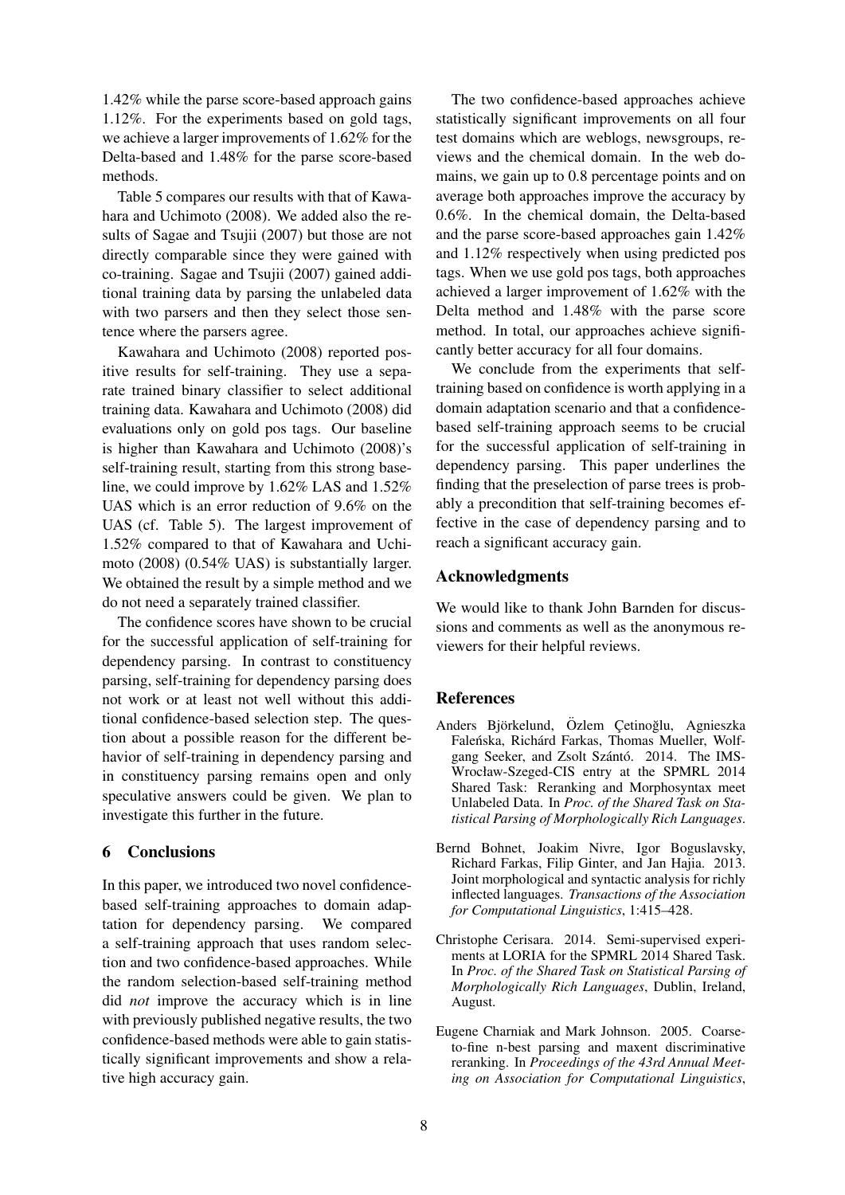1.42% while the parse score-based approach gains 1.12%. For the experiments based on gold tags, we achieve a larger improvements of 1.62% for the Delta-based and 1.48% for the parse score-based methods.

Table 5 compares our results with that of Kawahara and Uchimoto (2008). We added also the results of Sagae and Tsujii (2007) but those are not directly comparable since they were gained with co-training. Sagae and Tsujii (2007) gained additional training data by parsing the unlabeled data with two parsers and then they select those sentence where the parsers agree.

Kawahara and Uchimoto (2008) reported positive results for self-training. They use a separate trained binary classifier to select additional training data. Kawahara and Uchimoto (2008) did evaluations only on gold pos tags. Our baseline is higher than Kawahara and Uchimoto (2008)'s self-training result, starting from this strong baseline, we could improve by 1.62% LAS and 1.52% UAS which is an error reduction of 9.6% on the UAS (cf. Table 5). The largest improvement of 1.52% compared to that of Kawahara and Uchimoto (2008) (0.54% UAS) is substantially larger. We obtained the result by a simple method and we do not need a separately trained classifier.

The confidence scores have shown to be crucial for the successful application of self-training for dependency parsing. In contrast to constituency parsing, self-training for dependency parsing does not work or at least not well without this additional confidence-based selection step. The question about a possible reason for the different behavior of self-training in dependency parsing and in constituency parsing remains open and only speculative answers could be given. We plan to investigate this further in the future.

## 6 Conclusions

In this paper, we introduced two novel confidence-based self-training approaches to domain adaptation for dependency parsing. We compared a self-training approach that uses random selection and two confidence-based approaches. While the random selection-based self-training method did *not* improve the accuracy which is in line with previously published negative results, the two confidence-based methods were able to gain statistically significant improvements and show a relative high accuracy gain.

The two confidence-based approaches achieve statistically significant improvements on all four test domains which are weblogs, newsgroups, reviews and the chemical domain. In the web domains, we gain up to 0.8 percentage points and on average both approaches improve the accuracy by 0.6%. In the chemical domain, the Delta-based and the parse score-based approaches gain 1.42% and 1.12% respectively when using predicted pos tags. When we use gold pos tags, both approaches achieved a larger improvement of 1.62% with the Delta method and 1.48% with the parse score method. In total, our approaches achieve significantly better accuracy for all four domains.

We conclude from the experiments that self-training based on confidence is worth applying in a domain adaptation scenario and that a confidence-based self-training approach seems to be crucial for the successful application of self-training in dependency parsing. This paper underlines the finding that the preselection of parse trees is probably a precondition that self-training becomes effective in the case of dependency parsing and to reach a significant accuracy gain.

## Acknowledgments

We would like to thank John Barnden for discussions and comments as well as the anonymous reviewers for their helpful reviews.

## References

Anders Björkelund, Özlem Çetinoğlu, Agnieszka Faleńska, Richárd Farkas, Thomas Mueller, Wolfgang Seeker, and Zsolt Szántó. 2014. The IMS-Wrocław-Szeged-CIS entry at the SPMRL 2014 Shared Task: Reranking and Morphosyntax meet Unlabeled Data. In *Proc. of the Shared Task on Statistical Parsing of Morphologically Rich Languages*.

Bernd Bohnet, Joakim Nivre, Igor Boguslavsky, Richard Farkas, Filip Ginter, and Jan Hajia. 2013. Joint morphological and syntactic analysis for richly inflected languages. *Transactions of the Association for Computational Linguistics*, 1:415–428.

Christophe Cerisara. 2014. Semi-supervised experiments at LORIA for the SPMRL 2014 Shared Task. In *Proc. of the Shared Task on Statistical Parsing of Morphologically Rich Languages*, Dublin, Ireland, August.

Eugene Charniak and Mark Johnson. 2005. Coarse-to-fine n-best parsing and maxent discriminative reranking. In *Proceedings of the 43rd Annual Meeting on Association for Computational Linguistics*,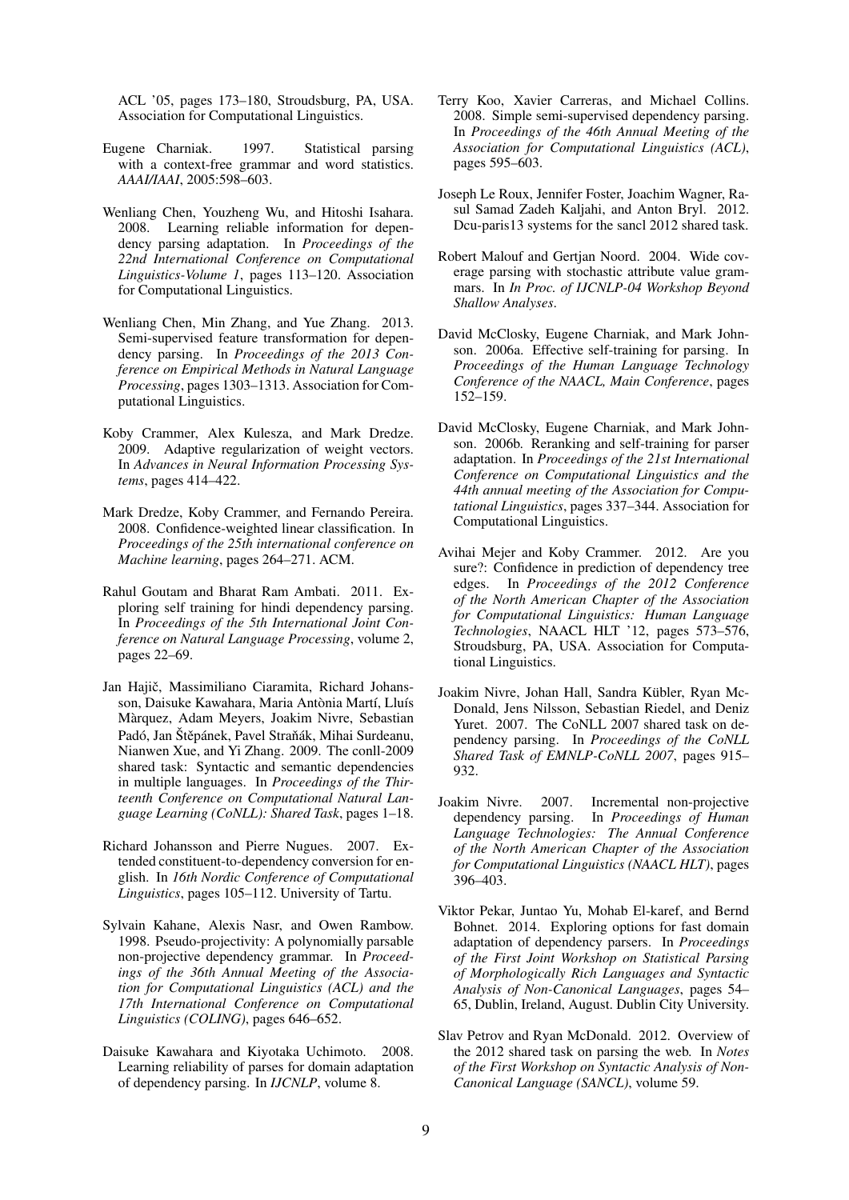ACL '05, pages 173–180, Stroudsburg, PA, USA. Association for Computational Linguistics.

Eugene Charniak. 1997. Statistical parsing with a context-free grammar and word statistics. *AAAI/IAAI*, 2005:598–603.

Wenliang Chen, Youzheng Wu, and Hitoshi Isahara. 2008. Learning reliable information for dependency parsing adaptation. In *Proceedings of the 22nd International Conference on Computational Linguistics-Volume 1*, pages 113–120. Association for Computational Linguistics.

Wenliang Chen, Min Zhang, and Yue Zhang. 2013. Semi-supervised feature transformation for dependency parsing. In *Proceedings of the 2013 Conference on Empirical Methods in Natural Language Processing*, pages 1303–1313. Association for Computational Linguistics.

Koby Crammer, Alex Kulesza, and Mark Dredze. 2009. Adaptive regularization of weight vectors. In *Advances in Neural Information Processing Systems*, pages 414–422.

Mark Dredze, Koby Crammer, and Fernando Pereira. 2008. Confidence-weighted linear classification. In *Proceedings of the 25th international conference on Machine learning*, pages 264–271. ACM.

Rahul Goutam and Bharat Ram Ambati. 2011. Exploring self training for hindi dependency parsing. In *Proceedings of the 5th International Joint Conference on Natural Language Processing*, volume 2, pages 22–69.

Jan Hajič, Massimiliano Ciaramita, Richard Johansson, Daisuke Kawahara, Maria Antònia Martí, Lluís Màrquez, Adam Meyers, Joakim Nivre, Sebastian Padó, Jan Štěpánek, Pavel Straňák, Mihai Surdeanu, Nianwen Xue, and Yi Zhang. 2009. The conll-2009 shared task: Syntactic and semantic dependencies in multiple languages. In *Proceedings of the Thirteenth Conference on Computational Natural Language Learning (CoNLL): Shared Task*, pages 1–18.

Richard Johansson and Pierre Nugues. 2007. Extended constituent-to-dependency conversion for english. In *16th Nordic Conference of Computational Linguistics*, pages 105–112. University of Tartu.

Sylvain Kahane, Alexis Nasr, and Owen Rambow. 1998. Pseudo-projectivity: A polynomially parsable non-projective dependency grammar. In *Proceedings of the 36th Annual Meeting of the Association for Computational Linguistics (ACL) and the 17th International Conference on Computational Linguistics (COLING)*, pages 646–652.

Daisuke Kawahara and Kiyotaka Uchimoto. 2008. Learning reliability of parses for domain adaptation of dependency parsing. In *IJCNLP*, volume 8.

Terry Koo, Xavier Carreras, and Michael Collins. 2008. Simple semi-supervised dependency parsing. In *Proceedings of the 46th Annual Meeting of the Association for Computational Linguistics (ACL)*, pages 595–603.

Joseph Le Roux, Jennifer Foster, Joachim Wagner, Rasul Samad Zadeh Kaljahi, and Anton Bryl. 2012. Dcu-paris13 systems for the sancl 2012 shared task.

Robert Malouf and Gertjan Noord. 2004. Wide coverage parsing with stochastic attribute value grammars. In *In Proc. of IJCNLP-04 Workshop Beyond Shallow Analyses*.

David McClosky, Eugene Charniak, and Mark Johnson. 2006a. Effective self-training for parsing. In *Proceedings of the Human Language Technology Conference of the NAACL, Main Conference*, pages 152–159.

David McClosky, Eugene Charniak, and Mark Johnson. 2006b. Reranking and self-training for parser adaptation. In *Proceedings of the 21st International Conference on Computational Linguistics and the 44th annual meeting of the Association for Computational Linguistics*, pages 337–344. Association for Computational Linguistics.

Avihai Mejer and Koby Crammer. 2012. Are you sure?: Confidence in prediction of dependency tree edges. In *Proceedings of the 2012 Conference of the North American Chapter of the Association for Computational Linguistics: Human Language Technologies*, NAACL HLT '12, pages 573–576, Stroudsburg, PA, USA. Association for Computational Linguistics.

Joakim Nivre, Johan Hall, Sandra Kübler, Ryan McDonald, Jens Nilsson, Sebastian Riedel, and Deniz Yuret. 2007. The CoNLL 2007 shared task on dependency parsing. In *Proceedings of the CoNLL Shared Task of EMNLP-CoNLL 2007*, pages 915–932.

Joakim Nivre. 2007. Incremental non-projective dependency parsing. In *Proceedings of Human Language Technologies: The Annual Conference of the North American Chapter of the Association for Computational Linguistics (NAACL HLT)*, pages 396–403.

Viktor Pekar, Juntao Yu, Mohab El-karef, and Bernd Bohnet. 2014. Exploring options for fast domain adaptation of dependency parsers. In *Proceedings of the First Joint Workshop on Statistical Parsing of Morphologically Rich Languages and Syntactic Analysis of Non-Canonical Languages*, pages 54–65, Dublin, Ireland, August. Dublin City University.

Slav Petrov and Ryan McDonald. 2012. Overview of the 2012 shared task on parsing the web. In *Notes of the First Workshop on Syntactic Analysis of Non-Canonical Language (SANCL)*, volume 59.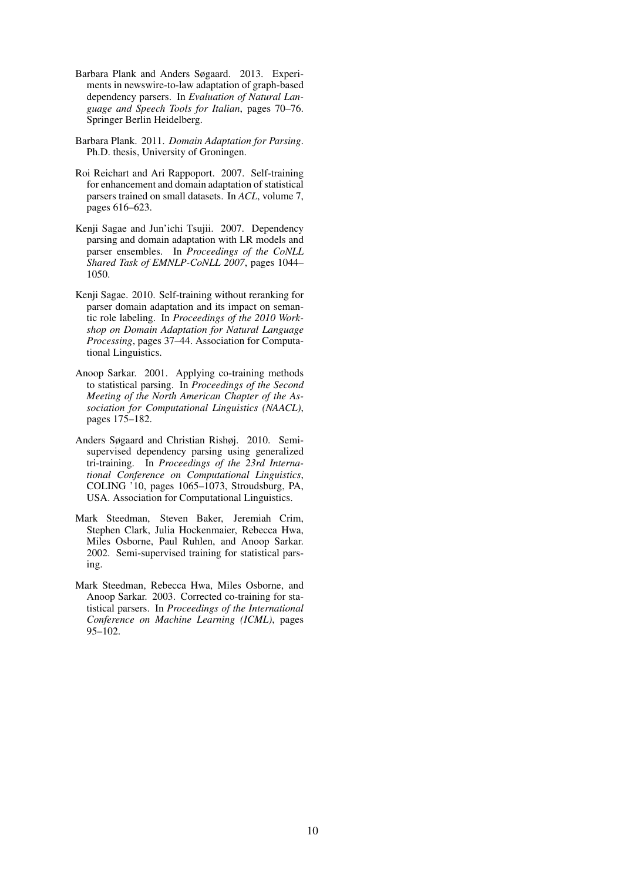Barbara Plank and Anders Søgaard. 2013. Experiments in newswire-to-law adaptation of graph-based dependency parsers. In *Evaluation of Natural Language and Speech Tools for Italian*, pages 70–76. Springer Berlin Heidelberg.

Barbara Plank. 2011. *Domain Adaptation for Parsing*. Ph.D. thesis, University of Groningen.

Roi Reichart and Ari Rappoport. 2007. Self-training for enhancement and domain adaptation of statistical parsers trained on small datasets. In *ACL*, volume 7, pages 616–623.

Kenji Sagae and Jun'ichi Tsujii. 2007. Dependency parsing and domain adaptation with LR models and parser ensembles. In *Proceedings of the CoNLL Shared Task of EMNLP-CoNLL 2007*, pages 1044–1050.

Kenji Sagae. 2010. Self-training without reranking for parser domain adaptation and its impact on semantic role labeling. In *Proceedings of the 2010 Workshop on Domain Adaptation for Natural Language Processing*, pages 37–44. Association for Computational Linguistics.

Anoop Sarkar. 2001. Applying co-training methods to statistical parsing. In *Proceedings of the Second Meeting of the North American Chapter of the Association for Computational Linguistics (NAACL)*, pages 175–182.

Anders Søgaard and Christian Rishøj. 2010. Semi-supervised dependency parsing using generalized tri-training. In *Proceedings of the 23rd International Conference on Computational Linguistics*, COLING '10, pages 1065–1073, Stroudsburg, PA, USA. Association for Computational Linguistics.

Mark Steedman, Steven Baker, Jeremiah Crim, Stephen Clark, Julia Hockenmaier, Rebecca Hwa, Miles Osborne, Paul Ruhlen, and Anoop Sarkar. 2002. Semi-supervised training for statistical parsing.

Mark Steedman, Rebecca Hwa, Miles Osborne, and Anoop Sarkar. 2003. Corrected co-training for statistical parsers. In *Proceedings of the International Conference on Machine Learning (ICML)*, pages 95–102.